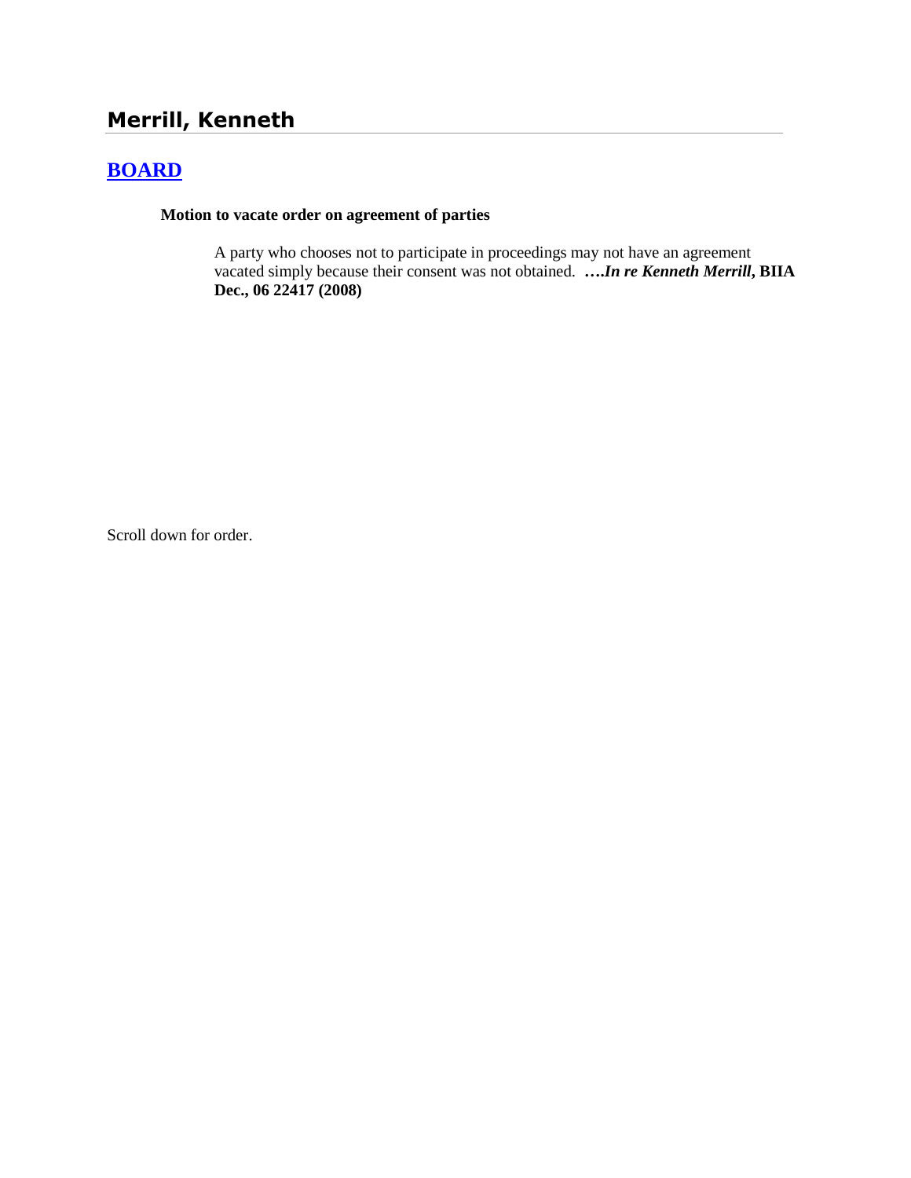# Merrill, Kenneth

## [BOARD]

**Motion to vacate order on agreement of parties**

A party who chooses not to participate in proceedings may not have an agreement vacated simply because their consent was not obtained. **….*In re Kenneth Merrill*, BIIA Dec., 06 22417 (2008)**

Scroll down for order.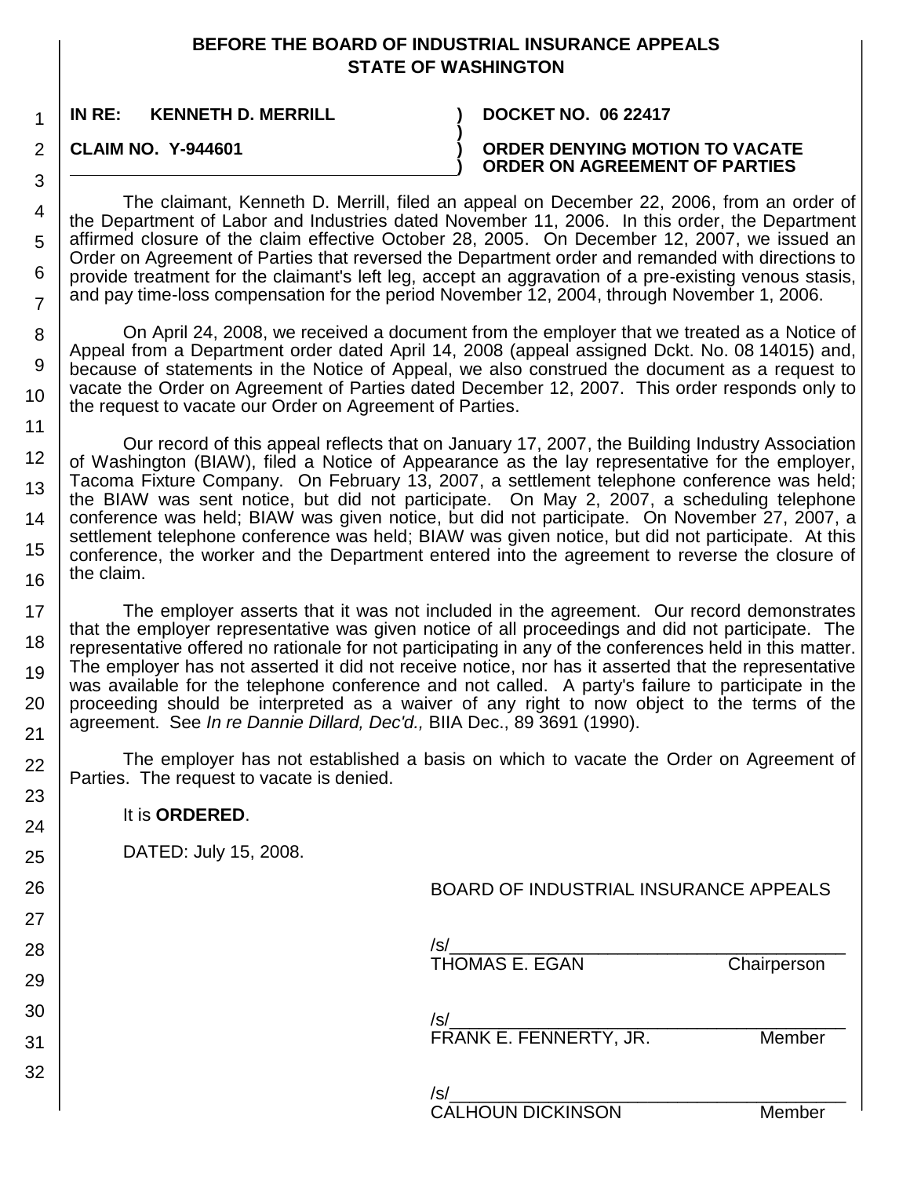# BEFORE THE BOARD OF INDUSTRIAL INSURANCE APPEALS
# STATE OF WASHINGTON

| | | |
|---|---|---|
| **IN RE: KENNETH D. MERRILL** | ) | **DOCKET NO. 06 22417** |
| | ) | |
| **CLAIM NO. Y-944601** | ) | **ORDER DENYING MOTION TO VACATE** |
| | ) | **ORDER ON AGREEMENT OF PARTIES** |

The claimant, Kenneth D. Merrill, filed an appeal on December 22, 2006, from an order of the Department of Labor and Industries dated November 11, 2006. In this order, the Department affirmed closure of the claim effective October 28, 2005. On December 12, 2007, we issued an Order on Agreement of Parties that reversed the Department order and remanded with directions to provide treatment for the claimant's left leg, accept an aggravation of a pre-existing venous stasis, and pay time-loss compensation for the period November 12, 2004, through November 1, 2006.

On April 24, 2008, we received a document from the employer that we treated as a Notice of Appeal from a Department order dated April 14, 2008 (appeal assigned Dckt. No. 08 14015) and, because of statements in the Notice of Appeal, we also construed the document as a request to vacate the Order on Agreement of Parties dated December 12, 2007. This order responds only to the request to vacate our Order on Agreement of Parties.

Our record of this appeal reflects that on January 17, 2007, the Building Industry Association of Washington (BIAW), filed a Notice of Appearance as the lay representative for the employer, Tacoma Fixture Company. On February 13, 2007, a settlement telephone conference was held; the BIAW was sent notice, but did not participate. On May 2, 2007, a scheduling telephone conference was held; BIAW was given notice, but did not participate. On November 27, 2007, a settlement telephone conference was held; BIAW was given notice, but did not participate. At this conference, the worker and the Department entered into the agreement to reverse the closure of the claim.

The employer asserts that it was not included in the agreement. Our record demonstrates that the employer representative was given notice of all proceedings and did not participate. The representative offered no rationale for not participating in any of the conferences held in this matter. The employer has not asserted it did not receive notice, nor has it asserted that the representative was available for the telephone conference and not called. A party's failure to participate in the proceeding should be interpreted as a waiver of any right to now object to the terms of the agreement. See *In re Dannie Dillard, Dec'd.,* BIIA Dec., 89 3691 (1990).

The employer has not established a basis on which to vacate the Order on Agreement of Parties. The request to vacate is denied.

It is **ORDERED**.

DATED: July 15, 2008.

BOARD OF INDUSTRIAL INSURANCE APPEALS

/s/
THOMAS E. EGAN — Chairperson

/s/
FRANK E. FENNERTY, JR. — Member

/s/
CALHOUN DICKINSON — Member